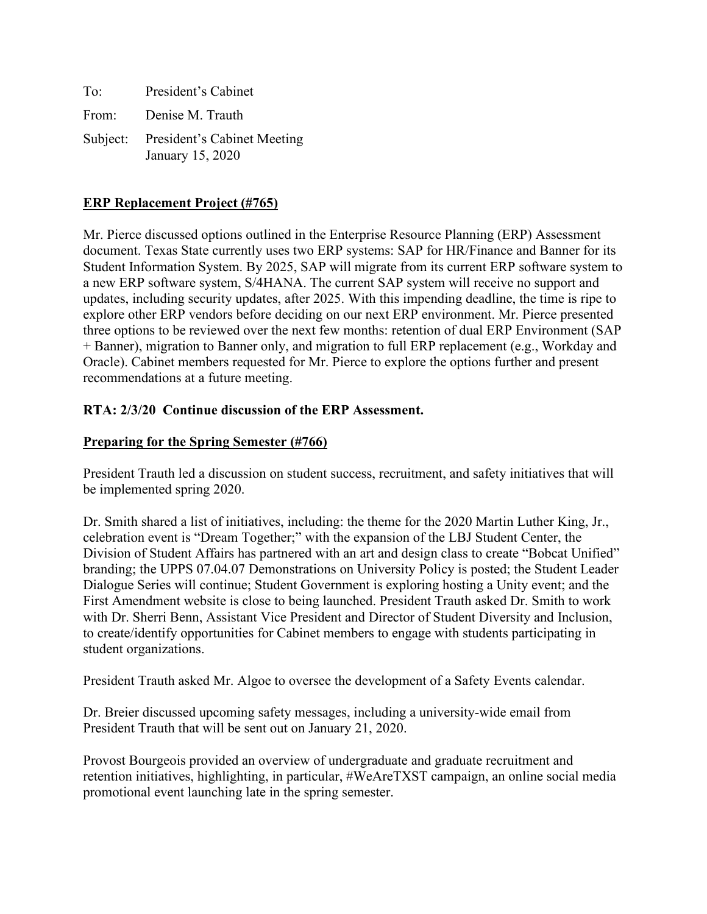To: President's Cabinet

From: Denise M. Trauth

Subject: President's Cabinet Meeting
January 15, 2020

**ERP Replacement Project (#765)**

Mr. Pierce discussed options outlined in the Enterprise Resource Planning (ERP) Assessment document. Texas State currently uses two ERP systems: SAP for HR/Finance and Banner for its Student Information System. By 2025, SAP will migrate from its current ERP software system to a new ERP software system, S/4HANA. The current SAP system will receive no support and updates, including security updates, after 2025. With this impending deadline, the time is ripe to explore other ERP vendors before deciding on our next ERP environment. Mr. Pierce presented three options to be reviewed over the next few months: retention of dual ERP Environment (SAP + Banner), migration to Banner only, and migration to full ERP replacement (e.g., Workday and Oracle). Cabinet members requested for Mr. Pierce to explore the options further and present recommendations at a future meeting.

**RTA: 2/3/20 Continue discussion of the ERP Assessment.**

**Preparing for the Spring Semester (#766)**

President Trauth led a discussion on student success, recruitment, and safety initiatives that will be implemented spring 2020.

Dr. Smith shared a list of initiatives, including: the theme for the 2020 Martin Luther King, Jr., celebration event is "Dream Together;" with the expansion of the LBJ Student Center, the Division of Student Affairs has partnered with an art and design class to create "Bobcat Unified" branding; the UPPS 07.04.07 Demonstrations on University Policy is posted; the Student Leader Dialogue Series will continue; Student Government is exploring hosting a Unity event; and the First Amendment website is close to being launched. President Trauth asked Dr. Smith to work with Dr. Sherri Benn, Assistant Vice President and Director of Student Diversity and Inclusion, to create/identify opportunities for Cabinet members to engage with students participating in student organizations.

President Trauth asked Mr. Algoe to oversee the development of a Safety Events calendar.

Dr. Breier discussed upcoming safety messages, including a university-wide email from President Trauth that will be sent out on January 21, 2020.

Provost Bourgeois provided an overview of undergraduate and graduate recruitment and retention initiatives, highlighting, in particular, #WeAreTXST campaign, an online social media promotional event launching late in the spring semester.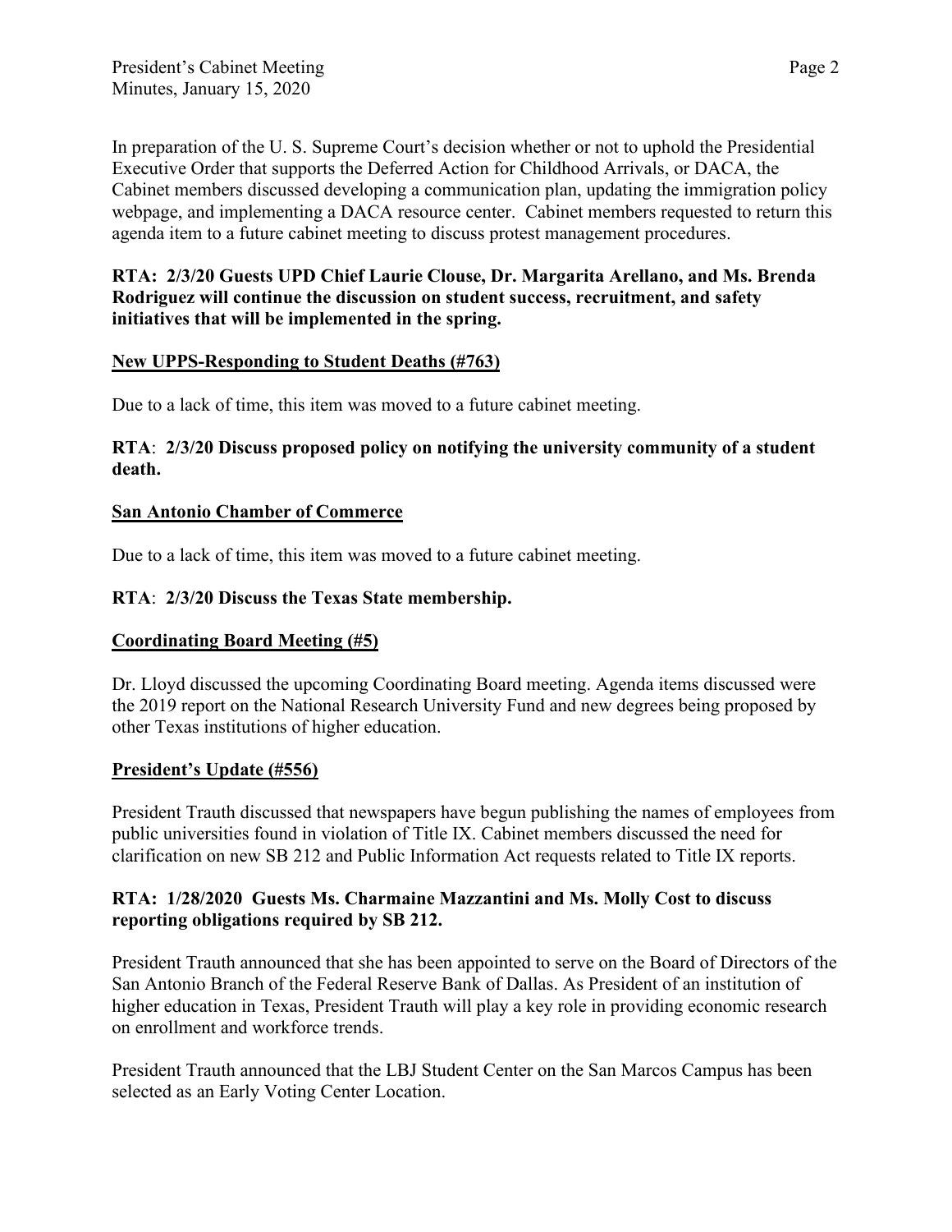In preparation of the U. S. Supreme Court's decision whether or not to uphold the Presidential Executive Order that supports the Deferred Action for Childhood Arrivals, or DACA, the Cabinet members discussed developing a communication plan, updating the immigration policy webpage, and implementing a DACA resource center. Cabinet members requested to return this agenda item to a future cabinet meeting to discuss protest management procedures.

**RTA: 2/3/20 Guests UPD Chief Laurie Clouse, Dr. Margarita Arellano, and Ms. Brenda Rodriguez will continue the discussion on student success, recruitment, and safety initiatives that will be implemented in the spring.**

<u>**New UPPS-Responding to Student Deaths (#763)**</u>

Due to a lack of time, this item was moved to a future cabinet meeting.

**RTA**: **2/3/20 Discuss proposed policy on notifying the university community of a student death.**

<u>**San Antonio Chamber of Commerce**</u>

Due to a lack of time, this item was moved to a future cabinet meeting.

**RTA**: **2/3/20 Discuss the Texas State membership.**

<u>**Coordinating Board Meeting (#5)**</u>

Dr. Lloyd discussed the upcoming Coordinating Board meeting. Agenda items discussed were the 2019 report on the National Research University Fund and new degrees being proposed by other Texas institutions of higher education.

<u>**President's Update (#556)**</u>

President Trauth discussed that newspapers have begun publishing the names of employees from public universities found in violation of Title IX. Cabinet members discussed the need for clarification on new SB 212 and Public Information Act requests related to Title IX reports.

**RTA: 1/28/2020 Guests Ms. Charmaine Mazzantini and Ms. Molly Cost to discuss reporting obligations required by SB 212.**

President Trauth announced that she has been appointed to serve on the Board of Directors of the San Antonio Branch of the Federal Reserve Bank of Dallas. As President of an institution of higher education in Texas, President Trauth will play a key role in providing economic research on enrollment and workforce trends.

President Trauth announced that the LBJ Student Center on the San Marcos Campus has been selected as an Early Voting Center Location.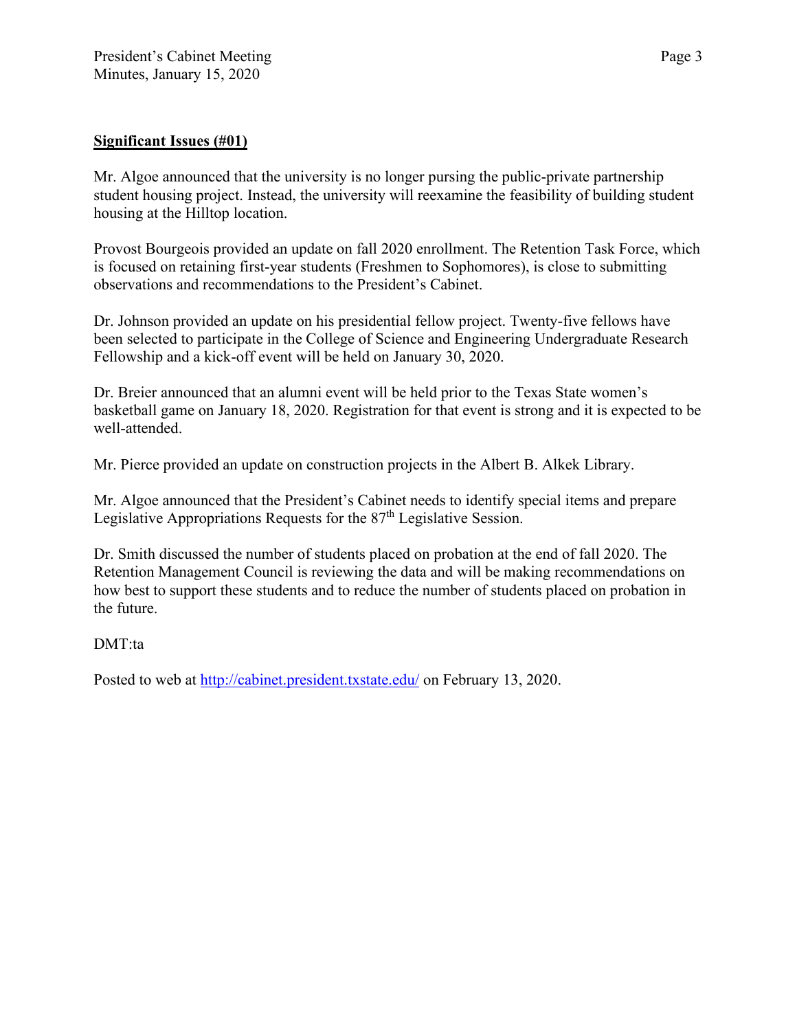**Significant Issues (#01)**

Mr. Algoe announced that the university is no longer pursing the public-private partnership student housing project. Instead, the university will reexamine the feasibility of building student housing at the Hilltop location.

Provost Bourgeois provided an update on fall 2020 enrollment. The Retention Task Force, which is focused on retaining first-year students (Freshmen to Sophomores), is close to submitting observations and recommendations to the President's Cabinet.

Dr. Johnson provided an update on his presidential fellow project. Twenty-five fellows have been selected to participate in the College of Science and Engineering Undergraduate Research Fellowship and a kick-off event will be held on January 30, 2020.

Dr. Breier announced that an alumni event will be held prior to the Texas State women's basketball game on January 18, 2020. Registration for that event is strong and it is expected to be well-attended.

Mr. Pierce provided an update on construction projects in the Albert B. Alkek Library.

Mr. Algoe announced that the President's Cabinet needs to identify special items and prepare Legislative Appropriations Requests for the 87th Legislative Session.

Dr. Smith discussed the number of students placed on probation at the end of fall 2020. The Retention Management Council is reviewing the data and will be making recommendations on how best to support these students and to reduce the number of students placed on probation in the future.

DMT:ta

Posted to web at http://cabinet.president.txstate.edu/ on February 13, 2020.